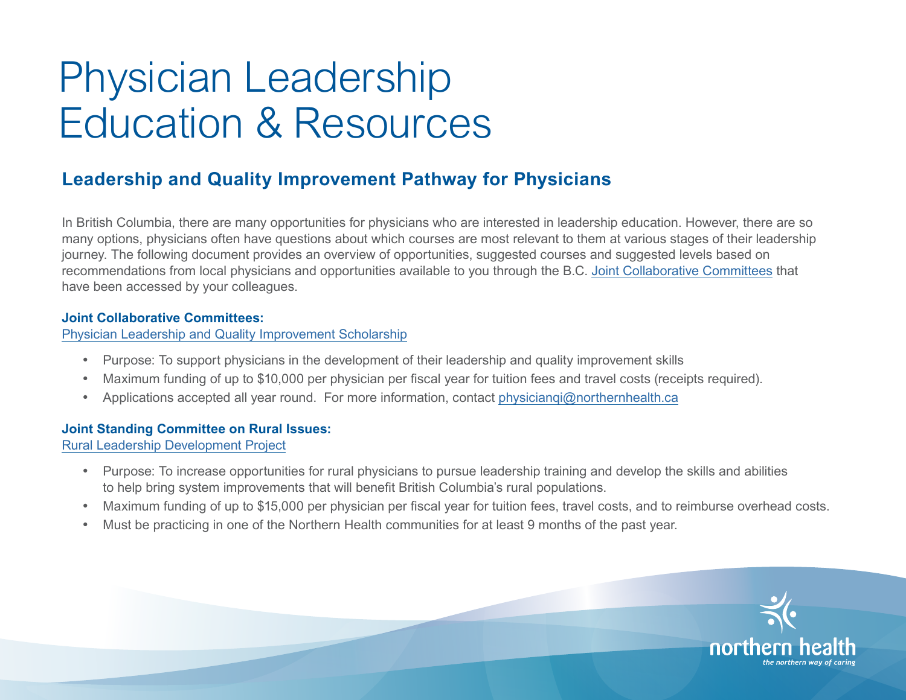# Physician Leadership Education & Resources

## Leadership and Quality Improvement Pathway for Physicians

In British Columbia, there are many opportunities for physicians who are interested in leadership education. However, there are so many options, physicians often have questions about which courses are most relevant to them at various stages of their leadership journey. The following document provides an overview of opportunities, suggested courses and suggested levels based on recommendations from local physicians and opportunities available to you through the B.C. Joint Collaborative Committees that have been accessed by your colleagues.

**Joint Collaborative Committees:**
Physician Leadership and Quality Improvement Scholarship

- Purpose: To support physicians in the development of their leadership and quality improvement skills
- Maximum funding of up to $10,000 per physician per fiscal year for tuition fees and travel costs (receipts required).
- Applications accepted all year round. For more information, contact physicianqi@northernhealth.ca

**Joint Standing Committee on Rural Issues:**
Rural Leadership Development Project

- Purpose: To increase opportunities for rural physicians to pursue leadership training and develop the skills and abilities to help bring system improvements that will benefit British Columbia's rural populations.
- Maximum funding of up to $15,000 per physician per fiscal year for tuition fees, travel costs, and to reimburse overhead costs.
- Must be practicing in one of the Northern Health communities for at least 9 months of the past year.

northern health
*the northern way of caring*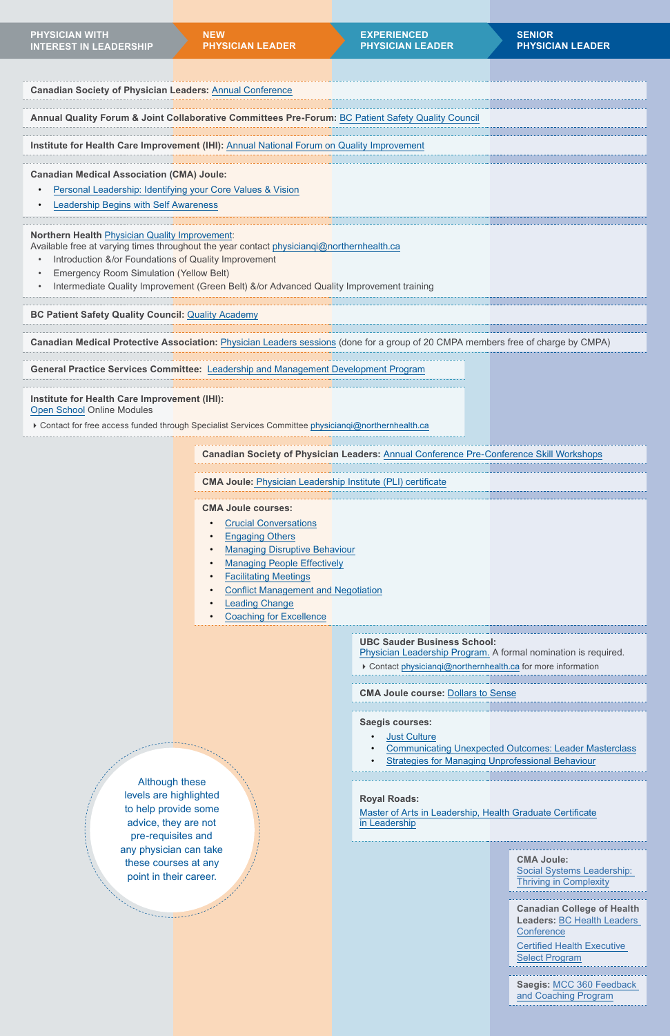**PHYSICIAN WITH INTEREST IN LEADERSHIP** | **NEW PHYSICIAN LEADER** | **EXPERIENCED PHYSICIAN LEADER** | **SENIOR PHYSICIAN LEADER**

**Canadian Society of Physician Leaders:** Annual Conference

**Annual Quality Forum & Joint Collaborative Committees Pre-Forum:** BC Patient Safety Quality Council

**Institute for Health Care Improvement (IHI):** Annual National Forum on Quality Improvement

**Canadian Medical Association (CMA) Joule:**

- Personal Leadership: Identifying your Core Values & Vision
- Leadership Begins with Self Awareness

**Northern Health** Physician Quality Improvement:
Available free at varying times throughout the year contact physicianqi@northernhealth.ca

- Introduction &/or Foundations of Quality Improvement
- Emergency Room Simulation (Yellow Belt)
- Intermediate Quality Improvement (Green Belt) &/or Advanced Quality Improvement training

**BC Patient Safety Quality Council:** Quality Academy

**Canadian Medical Protective Association:** Physician Leaders sessions (done for a group of 20 CMPA members free of charge by CMPA)

**General Practice Services Committee:** Leadership and Management Development Program

**Institute for Health Care Improvement (IHI):**
Open School Online Modules

- Contact for free access funded through Specialist Services Committee physicianqi@northernhealth.ca

**Canadian Society of Physician Leaders:** Annual Conference Pre-Conference Skill Workshops

**CMA Joule:** Physician Leadership Institute (PLI) certificate

**CMA Joule courses:**

- Crucial Conversations
- Engaging Others
- Managing Disruptive Behaviour
- Managing People Effectively
- Facilitating Meetings
- Conflict Management and Negotiation
- Leading Change
- Coaching for Excellence

**UBC Sauder Business School:**
Physician Leadership Program. A formal nomination is required.

- Contact physicianqi@northernhealth.ca for more information

**CMA Joule course:** Dollars to Sense

**Saegis courses:**

- Just Culture
- Communicating Unexpected Outcomes: Leader Masterclass
- Strategies for Managing Unprofessional Behaviour

**Royal Roads:**
Master of Arts in Leadership, Health Graduate Certificate in Leadership

**CMA Joule:**
Social Systems Leadership: Thriving in Complexity

**Canadian College of Health Leaders:** BC Health Leaders Conference

Certified Health Executive Select Program

**Saegis:** MCC 360 Feedback and Coaching Program

Although these levels are highlighted to help provide some advice, they are not pre-requisites and any physician can take these courses at any point in their career.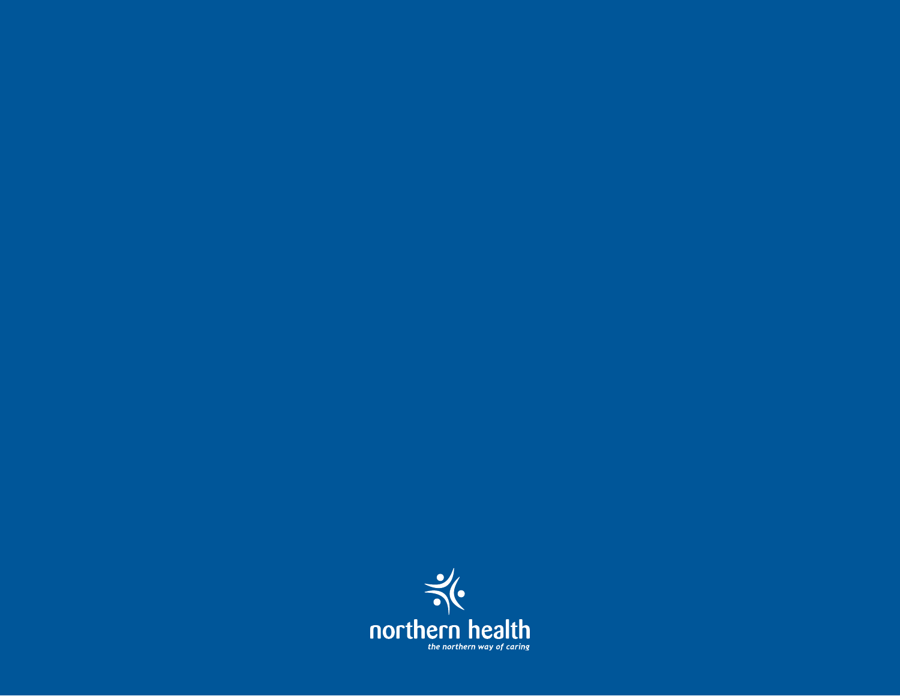northern health

*the northern way of caring*